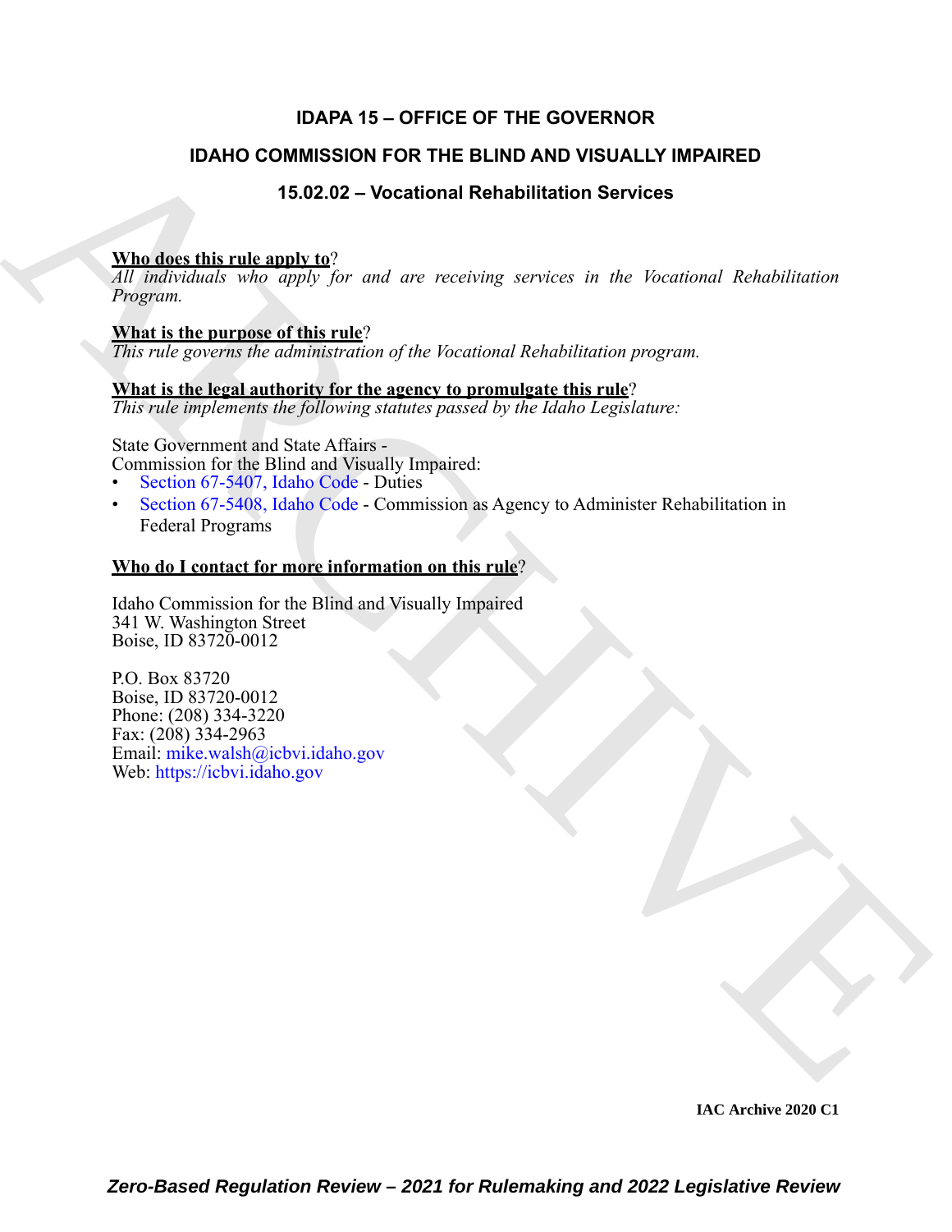# IDAPA 15 – OFFICE OF THE GOVERNOR

## IDAHO COMMISSION FOR THE BLIND AND VISUALLY IMPAIRED

### 15.02.02 – Vocational Rehabilitation Services

**Who does this rule apply to**?
*All individuals who apply for and are receiving services in the Vocational Rehabilitation Program.*

**What is the purpose of this rule**?
*This rule governs the administration of the Vocational Rehabilitation program.*

**What is the legal authority for the agency to promulgate this rule**?
*This rule implements the following statutes passed by the Idaho Legislature:*

State Government and State Affairs -
Commission for the Blind and Visually Impaired:
- Section 67-5407, Idaho Code - Duties
- Section 67-5408, Idaho Code - Commission as Agency to Administer Rehabilitation in Federal Programs

**Who do I contact for more information on this rule**?

Idaho Commission for the Blind and Visually Impaired
341 W. Washington Street
Boise, ID 83720-0012

P.O. Box 83720
Boise, ID 83720-0012
Phone: (208) 334-3220
Fax: (208) 334-2963
Email: mike.walsh@icbvi.idaho.gov
Web: https://icbvi.idaho.gov

**IAC Archive 2020 C1**

*Zero-Based Regulation Review – 2021 for Rulemaking and 2022 Legislative Review*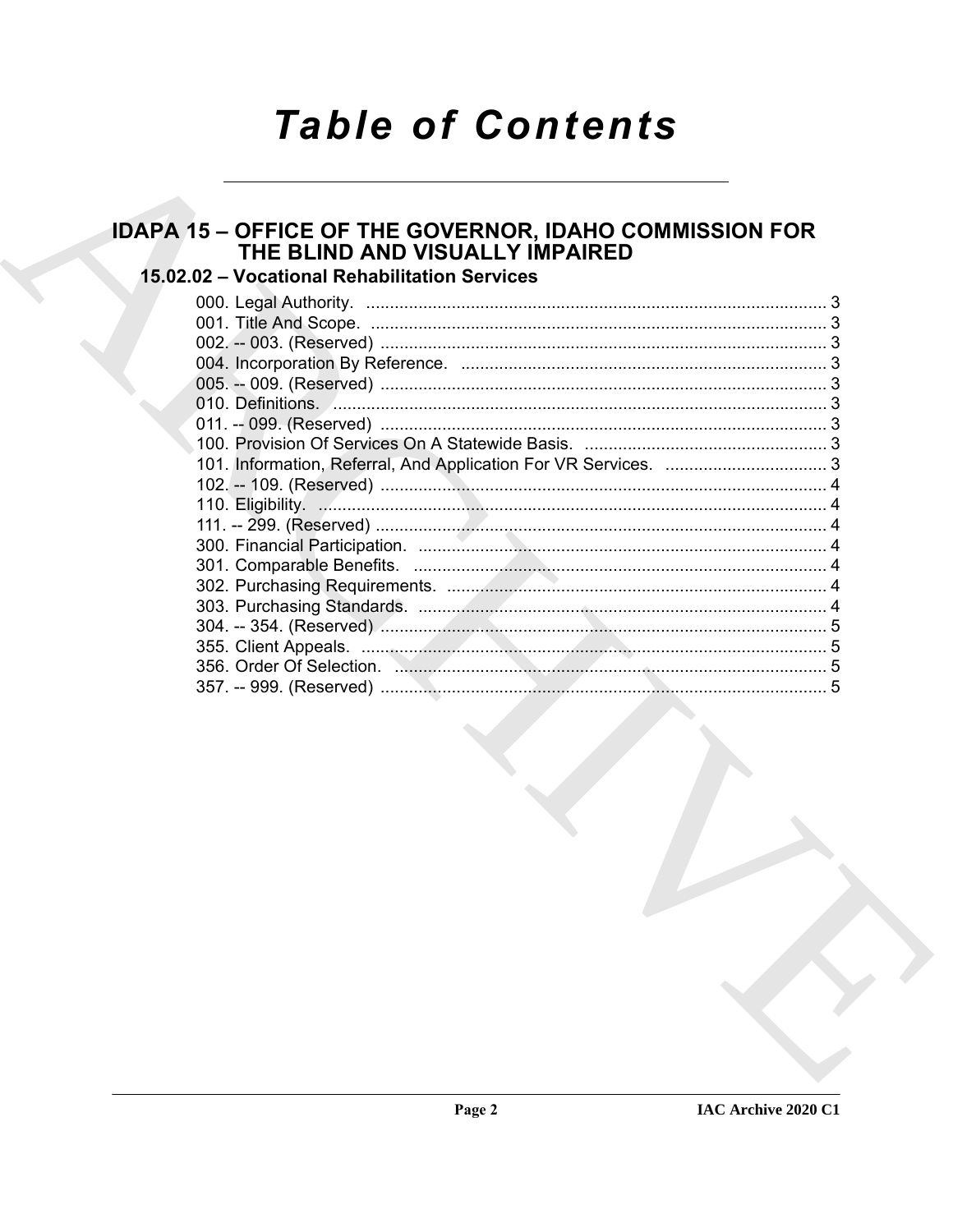# Table of Contents

## IDAPA 15 – OFFICE OF THE GOVERNOR, IDAHO COMMISSION FOR THE BLIND AND VISUALLY IMPAIRED

### 15.02.02 – Vocational Rehabilitation Services

000. Legal Authority. .................................................................................................. 3
001. Title And Scope. .................................................................................................. 3
002. -- 003. (Reserved) ............................................................................................... 3
004. Incorporation By Reference. .............................................................................. 3
005. -- 009. (Reserved) ............................................................................................... 3
010. Definitions. ......................................................................................................... 3
011. -- 099. (Reserved) ............................................................................................... 3
100. Provision Of Services On A Statewide Basis. ..................................................... 3
101. Information, Referral, And Application For VR Services. ................................... 3
102. -- 109. (Reserved) ............................................................................................... 4
110. Eligibility. ............................................................................................................ 4
111. -- 299. (Reserved) ............................................................................................... 4
300. Financial Participation. ....................................................................................... 4
301. Comparable Benefits. ......................................................................................... 4
302. Purchasing Requirements. ................................................................................. 4
303. Purchasing Standards. ....................................................................................... 4
304. -- 354. (Reserved) ............................................................................................... 5
355. Client Appeals. ................................................................................................... 5
356. Order Of Selection. ............................................................................................. 5
357. -- 999. (Reserved) ............................................................................................... 5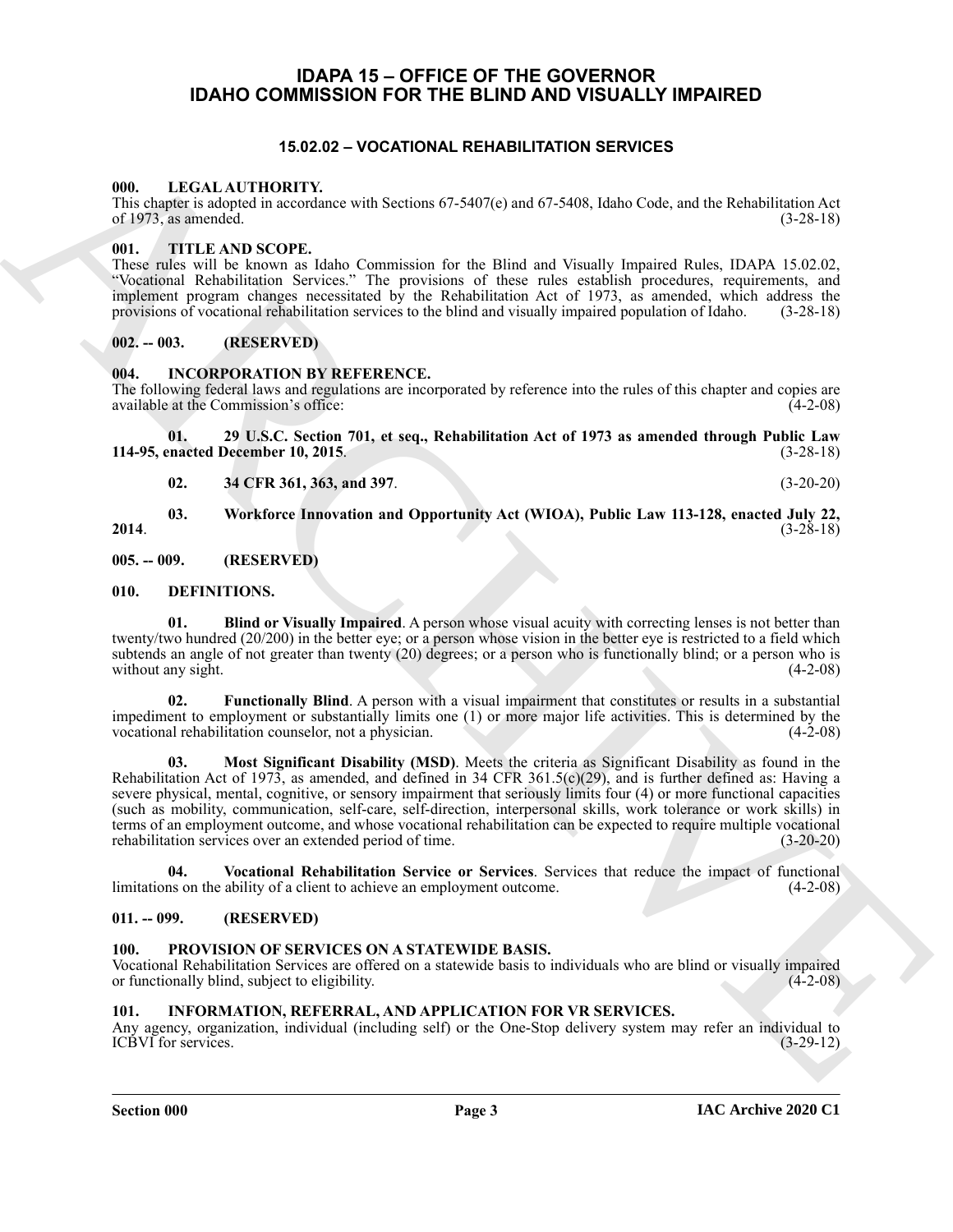# IDAPA 15 – OFFICE OF THE GOVERNOR
# IDAHO COMMISSION FOR THE BLIND AND VISUALLY IMPAIRED

## 15.02.02 – VOCATIONAL REHABILITATION SERVICES

### 000. LEGAL AUTHORITY.

This chapter is adopted in accordance with Sections 67-5407(e) and 67-5408, Idaho Code, and the Rehabilitation Act of 1973, as amended. (3-28-18)

### 001. TITLE AND SCOPE.

These rules will be known as Idaho Commission for the Blind and Visually Impaired Rules, IDAPA 15.02.02, "Vocational Rehabilitation Services." The provisions of these rules establish procedures, requirements, and implement program changes necessitated by the Rehabilitation Act of 1973, as amended, which address the provisions of vocational rehabilitation services to the blind and visually impaired population of Idaho. (3-28-18)

### 002. -- 003. (RESERVED)

### 004. INCORPORATION BY REFERENCE.

The following federal laws and regulations are incorporated by reference into the rules of this chapter and copies are available at the Commission's office: (4-2-08)

**01. 29 U.S.C. Section 701, et seq., Rehabilitation Act of 1973 as amended through Public Law 114-95, enacted December 10, 2015**. (3-28-18)

**02. 34 CFR 361, 363, and 397**. (3-20-20)

**03. Workforce Innovation and Opportunity Act (WIOA), Public Law 113-128, enacted July 22, 2014**. (3-28-18)

### 005. -- 009. (RESERVED)

### 010. DEFINITIONS.

**01. Blind or Visually Impaired**. A person whose visual acuity with correcting lenses is not better than twenty/two hundred (20/200) in the better eye; or a person whose vision in the better eye is restricted to a field which subtends an angle of not greater than twenty (20) degrees; or a person who is functionally blind; or a person who is without any sight. (4-2-08)

**02. Functionally Blind**. A person with a visual impairment that constitutes or results in a substantial impediment to employment or substantially limits one (1) or more major life activities. This is determined by the vocational rehabilitation counselor, not a physician. (4-2-08)

**03. Most Significant Disability (MSD)**. Meets the criteria as Significant Disability as found in the Rehabilitation Act of 1973, as amended, and defined in 34 CFR 361.5(c)(29), and is further defined as: Having a severe physical, mental, cognitive, or sensory impairment that seriously limits four (4) or more functional capacities (such as mobility, communication, self-care, self-direction, interpersonal skills, work tolerance or work skills) in terms of an employment outcome, and whose vocational rehabilitation can be expected to require multiple vocational rehabilitation services over an extended period of time. (3-20-20)

**04. Vocational Rehabilitation Service or Services**. Services that reduce the impact of functional limitations on the ability of a client to achieve an employment outcome. (4-2-08)

### 011. -- 099. (RESERVED)

### 100. PROVISION OF SERVICES ON A STATEWIDE BASIS.

Vocational Rehabilitation Services are offered on a statewide basis to individuals who are blind or visually impaired or functionally blind, subject to eligibility. (4-2-08)

### 101. INFORMATION, REFERRAL, AND APPLICATION FOR VR SERVICES.

Any agency, organization, individual (including self) or the One-Stop delivery system may refer an individual to ICBVI for services. (3-29-12)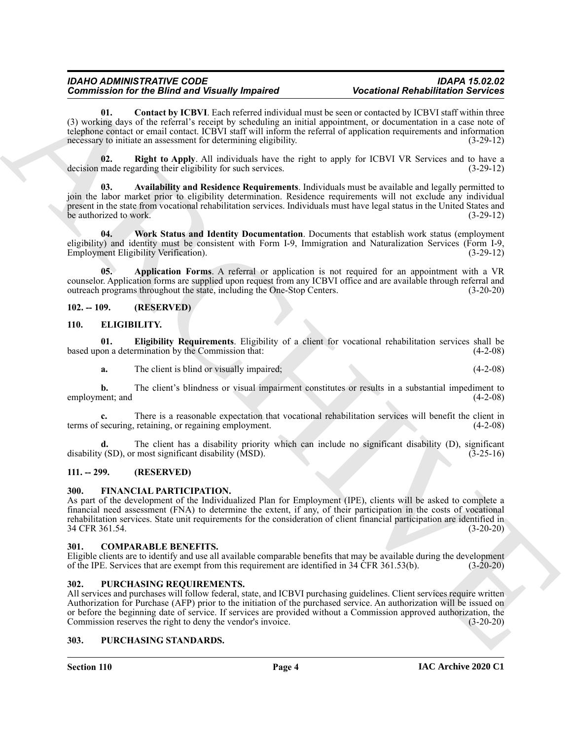**01. Contact by ICBVI**. Each referred individual must be seen or contacted by ICBVI staff within three (3) working days of the referral's receipt by scheduling an initial appointment, or documentation in a case note of telephone contact or email contact. ICBVI staff will inform the referral of application requirements and information necessary to initiate an assessment for determining eligibility. (3-29-12)

**02. Right to Apply**. All individuals have the right to apply for ICBVI VR Services and to have a decision made regarding their eligibility for such services. (3-29-12)

**03. Availability and Residence Requirements**. Individuals must be available and legally permitted to join the labor market prior to eligibility determination. Residence requirements will not exclude any individual present in the state from vocational rehabilitation services. Individuals must have legal status in the United States and be authorized to work. (3-29-12)

**04. Work Status and Identity Documentation**. Documents that establish work status (employment eligibility) and identity must be consistent with Form I-9, Immigration and Naturalization Services (Form I-9, Employment Eligibility Verification). (3-29-12)

**05. Application Forms**. A referral or application is not required for an appointment with a VR counselor. Application forms are supplied upon request from any ICBVI office and are available through referral and outreach programs throughout the state, including the One-Stop Centers. (3-20-20)

## 102. -- 109. (RESERVED)

## 110. ELIGIBILITY.

**01. Eligibility Requirements**. Eligibility of a client for vocational rehabilitation services shall be based upon a determination by the Commission that: (4-2-08)

**a.** The client is blind or visually impaired; (4-2-08)

**b.** The client's blindness or visual impairment constitutes or results in a substantial impediment to employment; and (4-2-08)

**c.** There is a reasonable expectation that vocational rehabilitation services will benefit the client in terms of securing, retaining, or regaining employment. (4-2-08)

**d.** The client has a disability priority which can include no significant disability (D), significant disability (SD), or most significant disability (MSD). (3-25-16)

## 111. -- 299. (RESERVED)

## 300. FINANCIAL PARTICIPATION.

As part of the development of the Individualized Plan for Employment (IPE), clients will be asked to complete a financial need assessment (FNA) to determine the extent, if any, of their participation in the costs of vocational rehabilitation services. State unit requirements for the consideration of client financial participation are identified in 34 CFR 361.54. (3-20-20)

## 301. COMPARABLE BENEFITS.

Eligible clients are to identify and use all available comparable benefits that may be available during the development of the IPE. Services that are exempt from this requirement are identified in 34 CFR 361.53(b). (3-20-20)

## 302. PURCHASING REQUIREMENTS.

All services and purchases will follow federal, state, and ICBVI purchasing guidelines. Client services require written Authorization for Purchase (AFP) prior to the initiation of the purchased service. An authorization will be issued on or before the beginning date of service. If services are provided without a Commission approved authorization, the Commission reserves the right to deny the vendor's invoice. (3-20-20)

## 303. PURCHASING STANDARDS.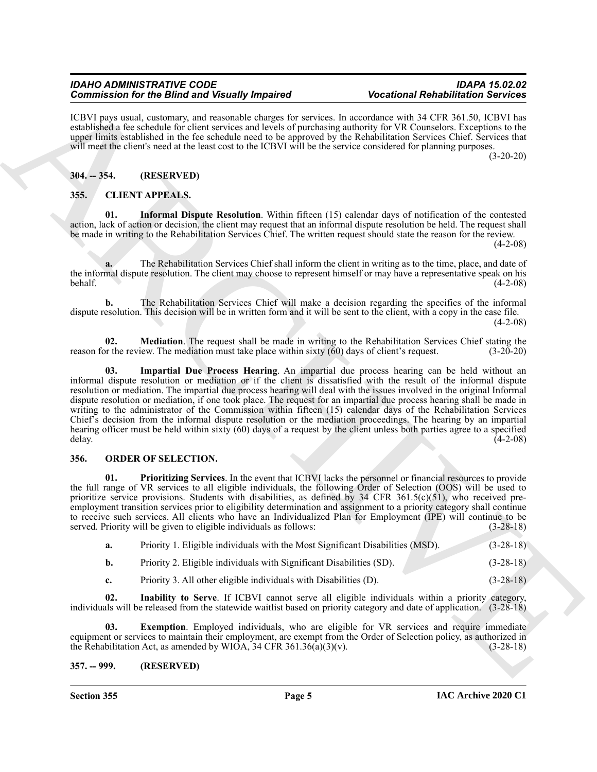ICBVI pays usual, customary, and reasonable charges for services. In accordance with 34 CFR 361.50, ICBVI has established a fee schedule for client services and levels of purchasing authority for VR Counselors. Exceptions to the upper limits established in the fee schedule need to be approved by the Rehabilitation Services Chief. Services that will meet the client's need at the least cost to the ICBVI will be the service considered for planning purposes. (3-20-20)

## 304. -- 354. (RESERVED)

## 355. CLIENT APPEALS.

**01. Informal Dispute Resolution**. Within fifteen (15) calendar days of notification of the contested action, lack of action or decision, the client may request that an informal dispute resolution be held. The request shall be made in writing to the Rehabilitation Services Chief. The written request should state the reason for the review. (4-2-08)

**a.** The Rehabilitation Services Chief shall inform the client in writing as to the time, place, and date of the informal dispute resolution. The client may choose to represent himself or may have a representative speak on his behalf. (4-2-08)

**b.** The Rehabilitation Services Chief will make a decision regarding the specifics of the informal dispute resolution. This decision will be in written form and it will be sent to the client, with a copy in the case file. (4-2-08)

**02. Mediation**. The request shall be made in writing to the Rehabilitation Services Chief stating the reason for the review. The mediation must take place within sixty (60) days of client's request. (3-20-20)

**03. Impartial Due Process Hearing**. An impartial due process hearing can be held without an informal dispute resolution or mediation or if the client is dissatisfied with the result of the informal dispute resolution or mediation. The impartial due process hearing will deal with the issues involved in the original Informal dispute resolution or mediation, if one took place. The request for an impartial due process hearing shall be made in writing to the administrator of the Commission within fifteen (15) calendar days of the Rehabilitation Services Chief's decision from the informal dispute resolution or the mediation proceedings. The hearing by an impartial hearing officer must be held within sixty (60) days of a request by the client unless both parties agree to a specified delay. (4-2-08)

## 356. ORDER OF SELECTION.

**01. Prioritizing Services**. In the event that ICBVI lacks the personnel or financial resources to provide the full range of VR services to all eligible individuals, the following Order of Selection (OOS) will be used to prioritize service provisions. Students with disabilities, as defined by 34 CFR 361.5(c)(51), who received pre-employment transition services prior to eligibility determination and assignment to a priority category shall continue to receive such services. All clients who have an Individualized Plan for Employment (IPE) will continue to be served. Priority will be given to eligible individuals as follows: (3-28-18)

**a.** Priority 1. Eligible individuals with the Most Significant Disabilities (MSD). (3-28-18)

**b.** Priority 2. Eligible individuals with Significant Disabilities (SD). (3-28-18)

**c.** Priority 3. All other eligible individuals with Disabilities (D). (3-28-18)

**02. Inability to Serve**. If ICBVI cannot serve all eligible individuals within a priority category, individuals will be released from the statewide waitlist based on priority category and date of application. (3-28-18)

**03. Exemption**. Employed individuals, who are eligible for VR services and require immediate equipment or services to maintain their employment, are exempt from the Order of Selection policy, as authorized in the Rehabilitation Act, as amended by WIOA, 34 CFR 361.36(a)(3)(v). (3-28-18)

## 357. -- 999. (RESERVED)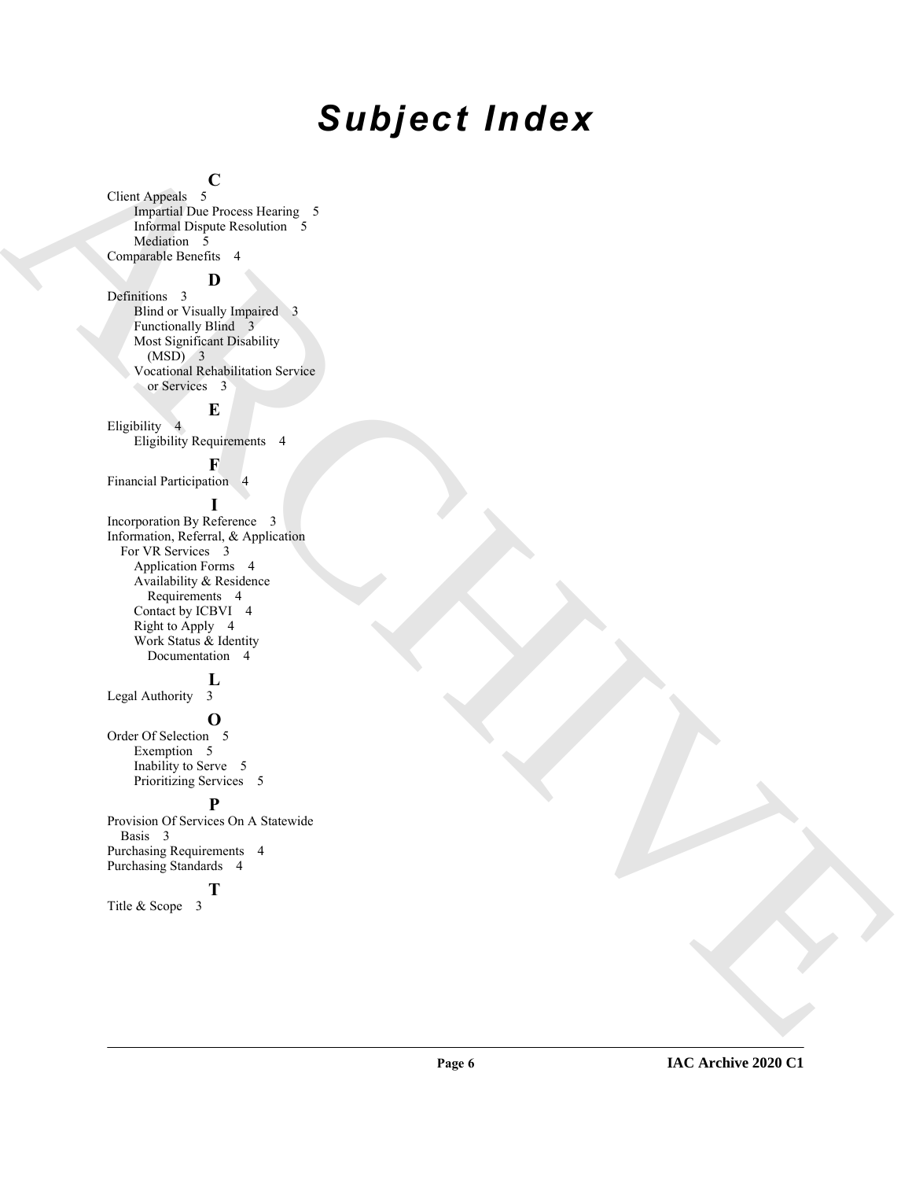# *Subject Index*

**C**

Client Appeals 5
- Impartial Due Process Hearing 5
- Informal Dispute Resolution 5
- Mediation 5

Comparable Benefits 4

**D**

Definitions 3
- Blind or Visually Impaired 3
- Functionally Blind 3
- Most Significant Disability (MSD) 3
- Vocational Rehabilitation Service or Services 3

**E**

Eligibility 4
- Eligibility Requirements 4

**F**

Financial Participation 4

**I**

Incorporation By Reference 3

Information, Referral, & Application For VR Services 3
- Application Forms 4
- Availability & Residence Requirements 4
- Contact by ICBVI 4
- Right to Apply 4
- Work Status & Identity Documentation 4

**L**

Legal Authority 3

**O**

Order Of Selection 5
- Exemption 5
- Inability to Serve 5
- Prioritizing Services 5

**P**

Provision Of Services On A Statewide Basis 3

Purchasing Requirements 4

Purchasing Standards 4

**T**

Title & Scope 3